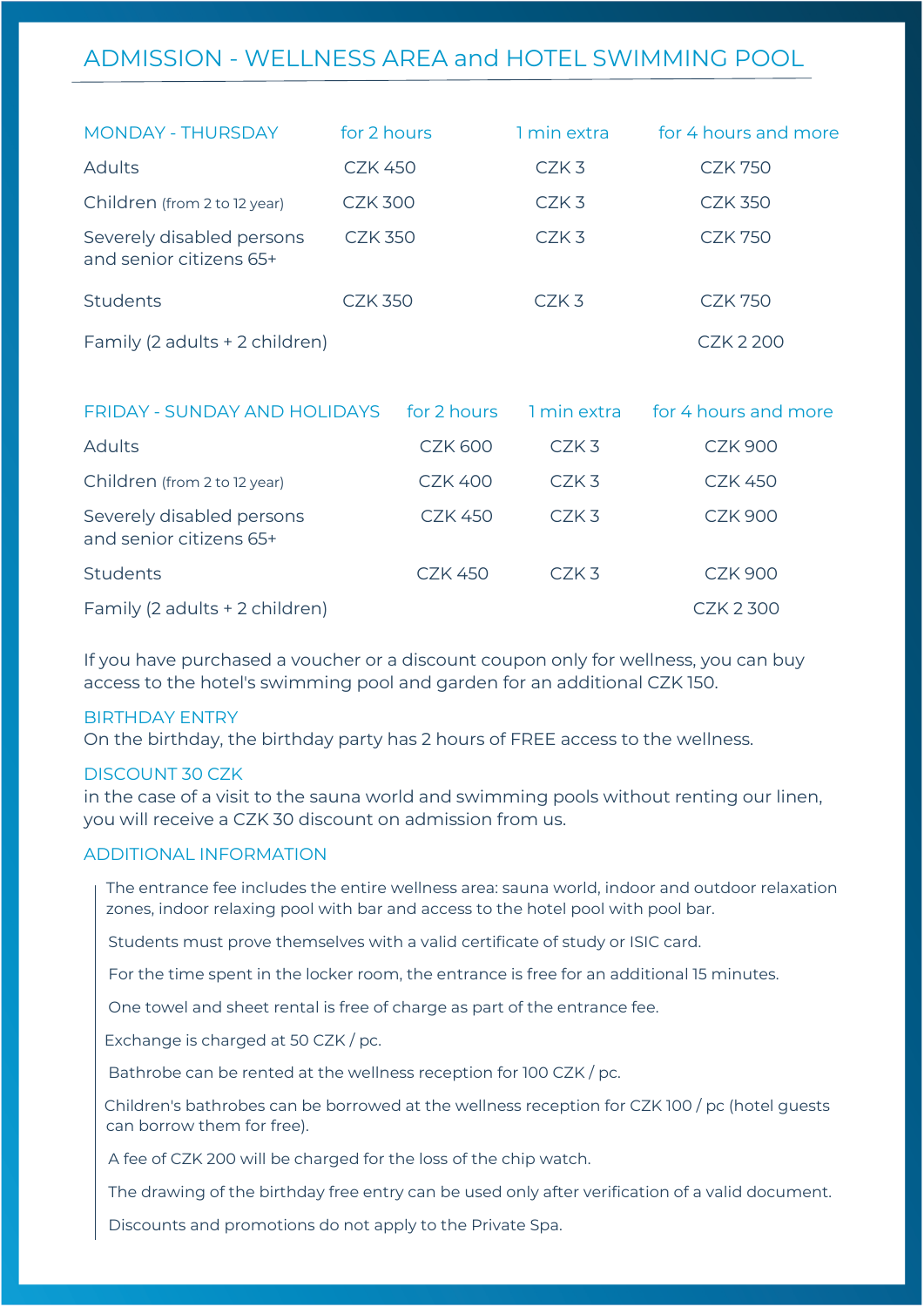# ADMISSION - WELLNESS AREA and HOTEL SWIMMING POOL

| MONDAY - THURSDAY | for 2 hours | 1 min extra | for 4 hours and more |
|---|---|---|---|
| Adults | CZK 450 | CZK 3 | CZK 750 |
| Children (from 2 to 12 year) | CZK 300 | CZK 3 | CZK 350 |
| Severely disabled persons and senior citizens 65+ | CZK 350 | CZK 3 | CZK 750 |
| Students | CZK 350 | CZK 3 | CZK 750 |
| Family (2 adults + 2 children) | | | CZK 2 200 |

| FRIDAY - SUNDAY AND HOLIDAYS | for 2 hours | 1 min extra | for 4 hours and more |
|---|---|---|---|
| Adults | CZK 600 | CZK 3 | CZK 900 |
| Children (from 2 to 12 year) | CZK 400 | CZK 3 | CZK 450 |
| Severely disabled persons and senior citizens 65+ | CZK 450 | CZK 3 | CZK 900 |
| Students | CZK 450 | CZK 3 | CZK 900 |
| Family (2 adults + 2 children) | | | CZK 2 300 |

If you have purchased a voucher or a discount coupon only for wellness, you can buy access to the hotel's swimming pool and garden for an additional CZK 150.

## BIRTHDAY ENTRY

On the birthday, the birthday party has 2 hours of FREE access to the wellness.

## DISCOUNT 30 CZK

in the case of a visit to the sauna world and swimming pools without renting our linen, you will receive a CZK 30 discount on admission from us.

## ADDITIONAL INFORMATION

The entrance fee includes the entire wellness area: sauna world, indoor and outdoor relaxation zones, indoor relaxing pool with bar and access to the hotel pool with pool bar.

Students must prove themselves with a valid certificate of study or ISIC card.

For the time spent in the locker room, the entrance is free for an additional 15 minutes.

One towel and sheet rental is free of charge as part of the entrance fee.

Exchange is charged at 50 CZK / pc.

Bathrobe can be rented at the wellness reception for 100 CZK / pc.

Children's bathrobes can be borrowed at the wellness reception for CZK 100 / pc (hotel guests can borrow them for free).

A fee of CZK 200 will be charged for the loss of the chip watch.

The drawing of the birthday free entry can be used only after verification of a valid document.

Discounts and promotions do not apply to the Private Spa.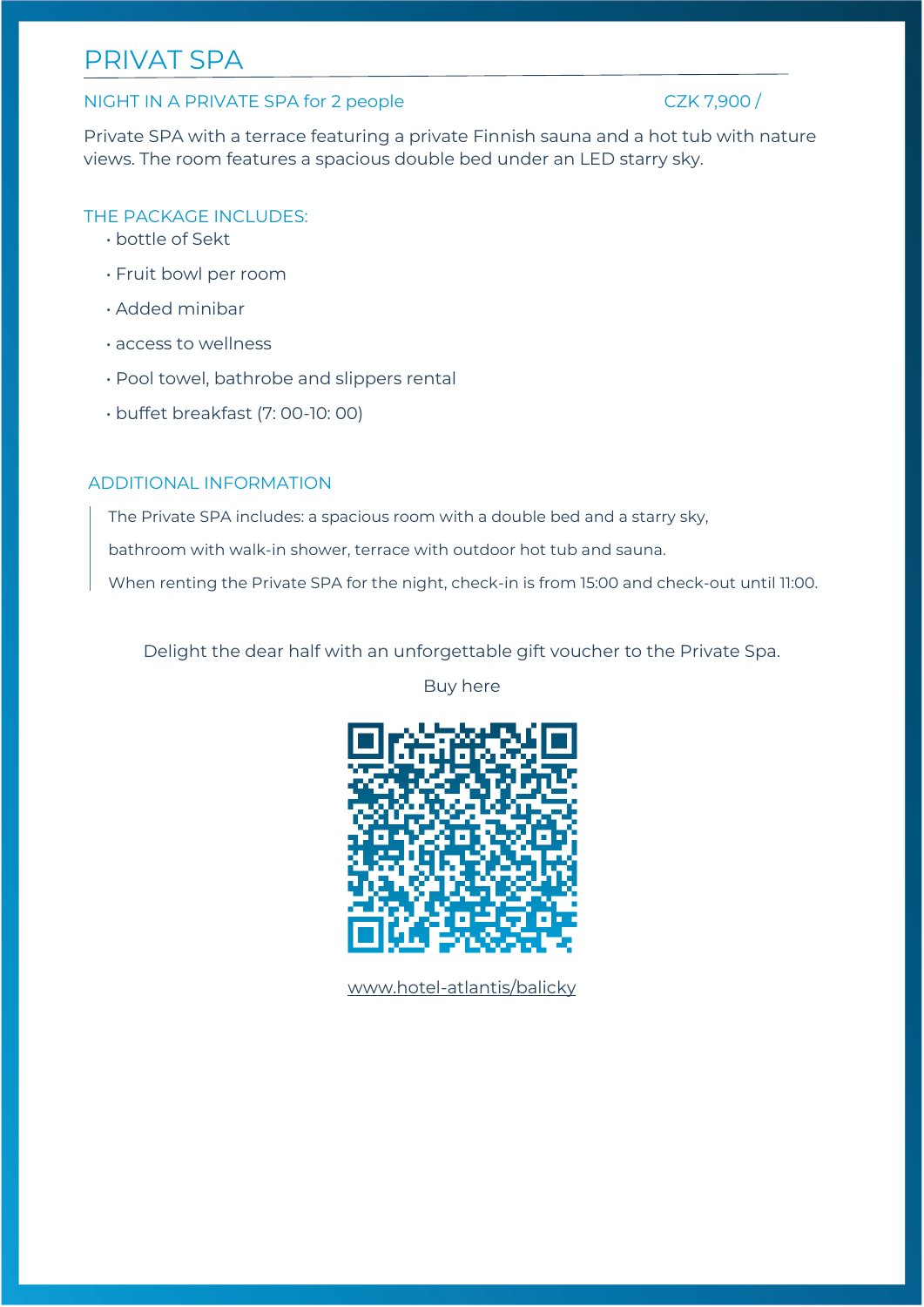# PRIVAT SPA

## NIGHT IN A PRIVATE SPA for 2 people CZK 7,900 /

Private SPA with a terrace featuring a private Finnish sauna and a hot tub with nature views. The room features a spacious double bed under an LED starry sky.

### THE PACKAGE INCLUDES:

- bottle of Sekt
- Fruit bowl per room
- Added minibar
- access to wellness
- Pool towel, bathrobe and slippers rental
- buffet breakfast (7: 00-10: 00)

### ADDITIONAL INFORMATION

The Private SPA includes: a spacious room with a double bed and a starry sky,

bathroom with walk-in shower, terrace with outdoor hot tub and sauna.

When renting the Private SPA for the night, check-in is from 15:00 and check-out until 11:00.

Delight the dear half with an unforgettable gift voucher to the Private Spa.

Buy here

www.hotel-atlantis/balicky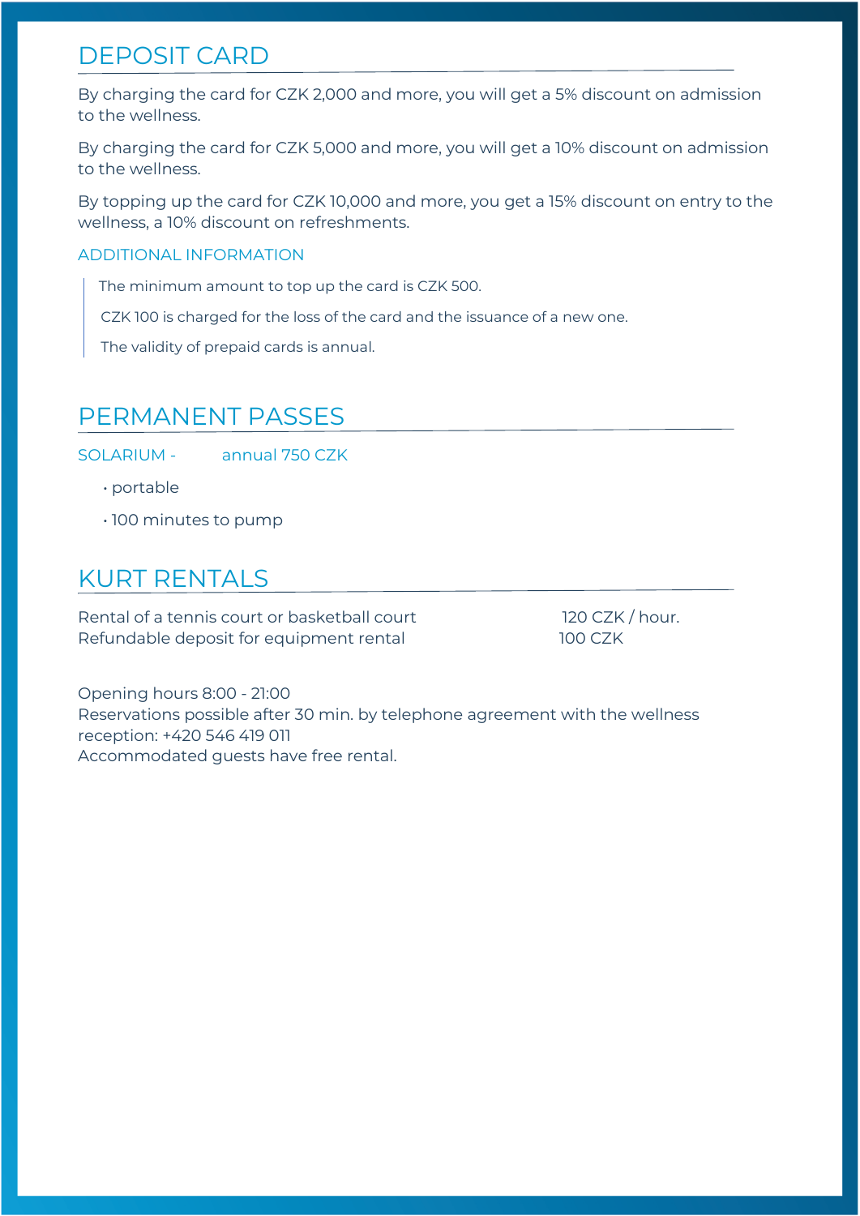## DEPOSIT CARD

By charging the card for CZK 2,000 and more, you will get a 5% discount on admission to the wellness.

By charging the card for CZK 5,000 and more, you will get a 10% discount on admission to the wellness.

By topping up the card for CZK 10,000 and more, you get a 15% discount on entry to the wellness, a 10% discount on refreshments.

### ADDITIONAL INFORMATION

> The minimum amount to top up the card is CZK 500.
>
> CZK 100 is charged for the loss of the card and the issuance of a new one.
>
> The validity of prepaid cards is annual.

## PERMANENT PASSES

### SOLARIUM - annual 750 CZK

- portable
- 100 minutes to pump

## KURT RENTALS

| | |
|---|---|
| Rental of a tennis court or basketball court | 120 CZK / hour. |
| Refundable deposit for equipment rental | 100 CZK |

Opening hours 8:00 - 21:00
Reservations possible after 30 min. by telephone agreement with the wellness reception: +420 546 419 011
Accommodated guests have free rental.